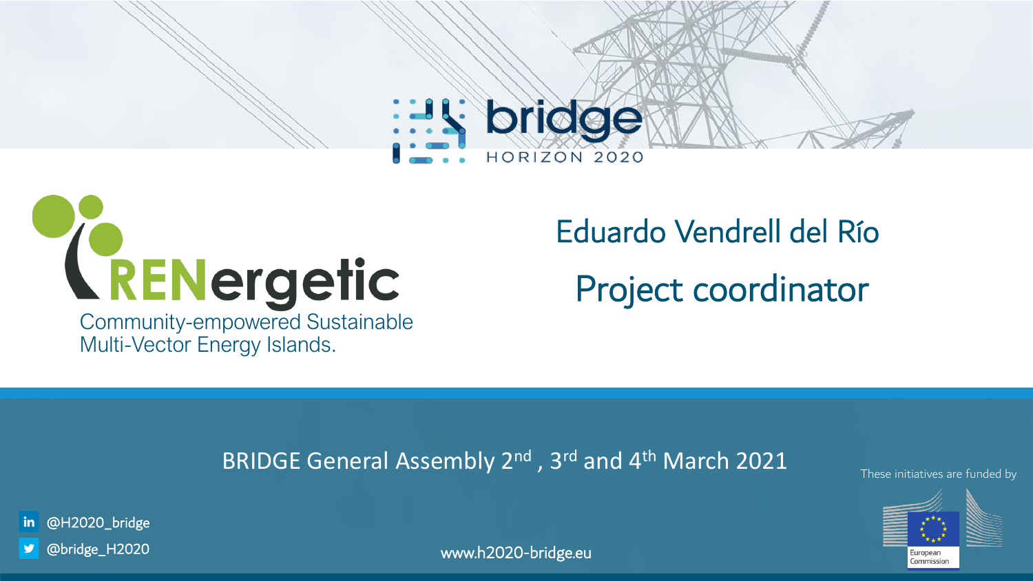bridge

HORIZON 2020

# RENergetic

Community-empowered Sustainable Multi-Vector Energy Islands.

## Eduardo Vendrell del Río

## Project coordinator

BRIDGE General Assembly 2nd , 3rd and 4th March 2021

These initiatives are funded by

European Commission

@H2020_bridge

@bridge_H2020

www.h2020-bridge.eu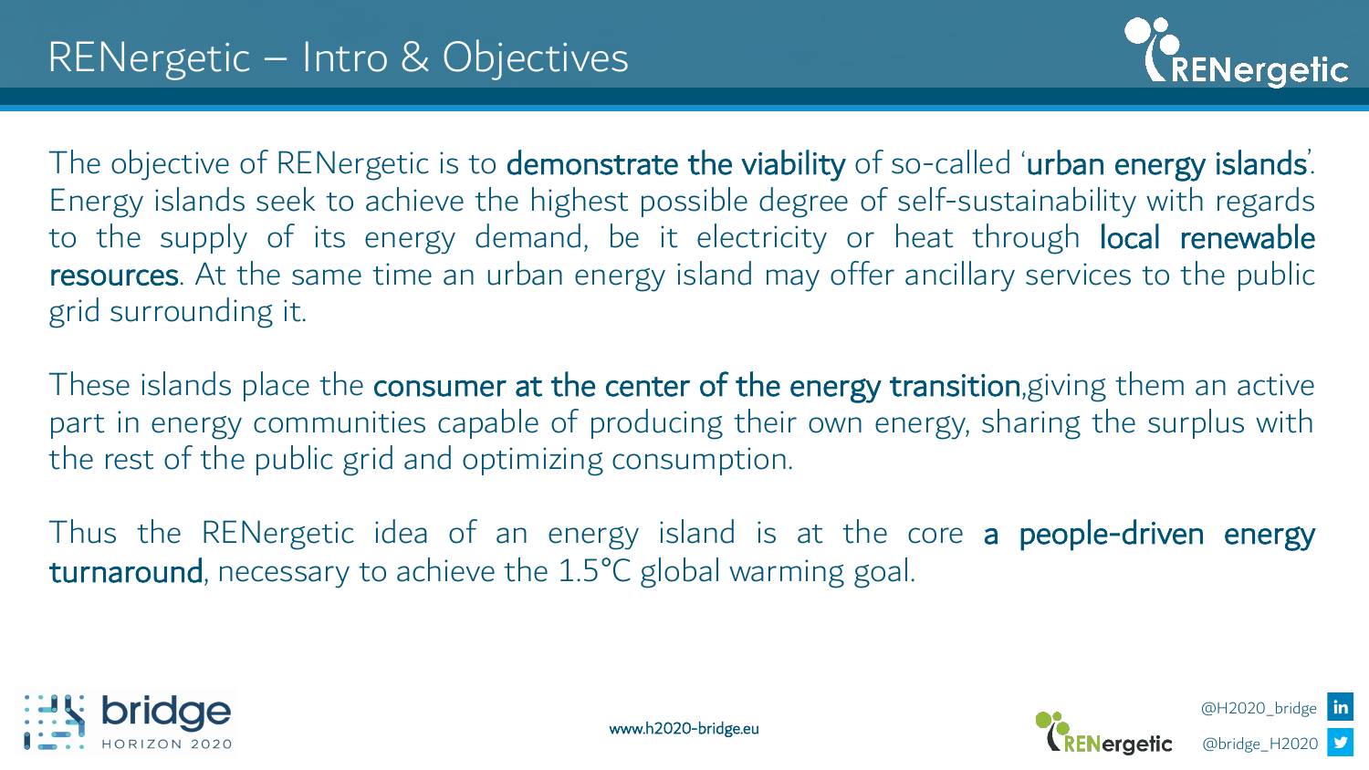# RENergetic – Intro & Objectives

The objective of RENergetic is to **demonstrate the viability** of so-called '**urban energy islands**'. Energy islands seek to achieve the highest possible degree of self-sustainability with regards to the supply of its energy demand, be it electricity or heat through **local renewable resources**. At the same time an urban energy island may offer ancillary services to the public grid surrounding it.

These islands place the **consumer at the center of the energy transition**,giving them an active part in energy communities capable of producing their own energy, sharing the surplus with the rest of the public grid and optimizing consumption.

Thus the RENergetic idea of an energy island is at the core **a people-driven energy turnaround**, necessary to achieve the 1.5°C global warming goal.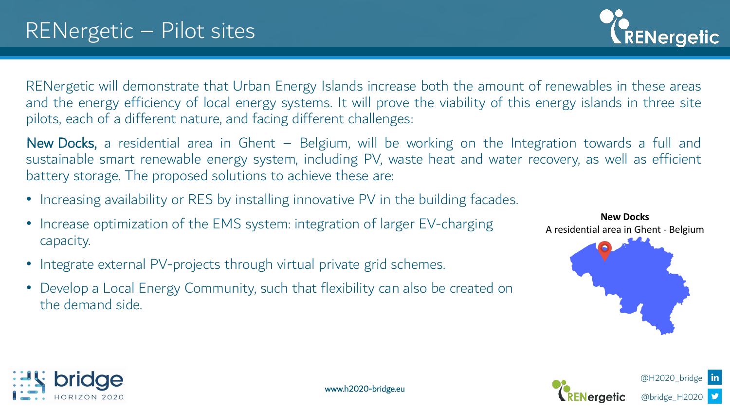# RENergetic – Pilot sites

RENergetic will demonstrate that Urban Energy Islands increase both the amount of renewables in these areas and the energy efficiency of local energy systems. It will prove the viability of this energy islands in three site pilots, each of a different nature, and facing different challenges:

New Docks, a residential area in Ghent – Belgium, will be working on the Integration towards a full and sustainable smart renewable energy system, including PV, waste heat and water recovery, as well as efficient battery storage. The proposed solutions to achieve these are:

- Increasing availability or RES by installing innovative PV in the building facades.
- Increase optimization of the EMS system: integration of larger EV-charging capacity.
- Integrate external PV-projects through virtual private grid schemes.
- Develop a Local Energy Community, such that flexibility can also be created on the demand side.

**New Docks**
A residential area in Ghent - Belgium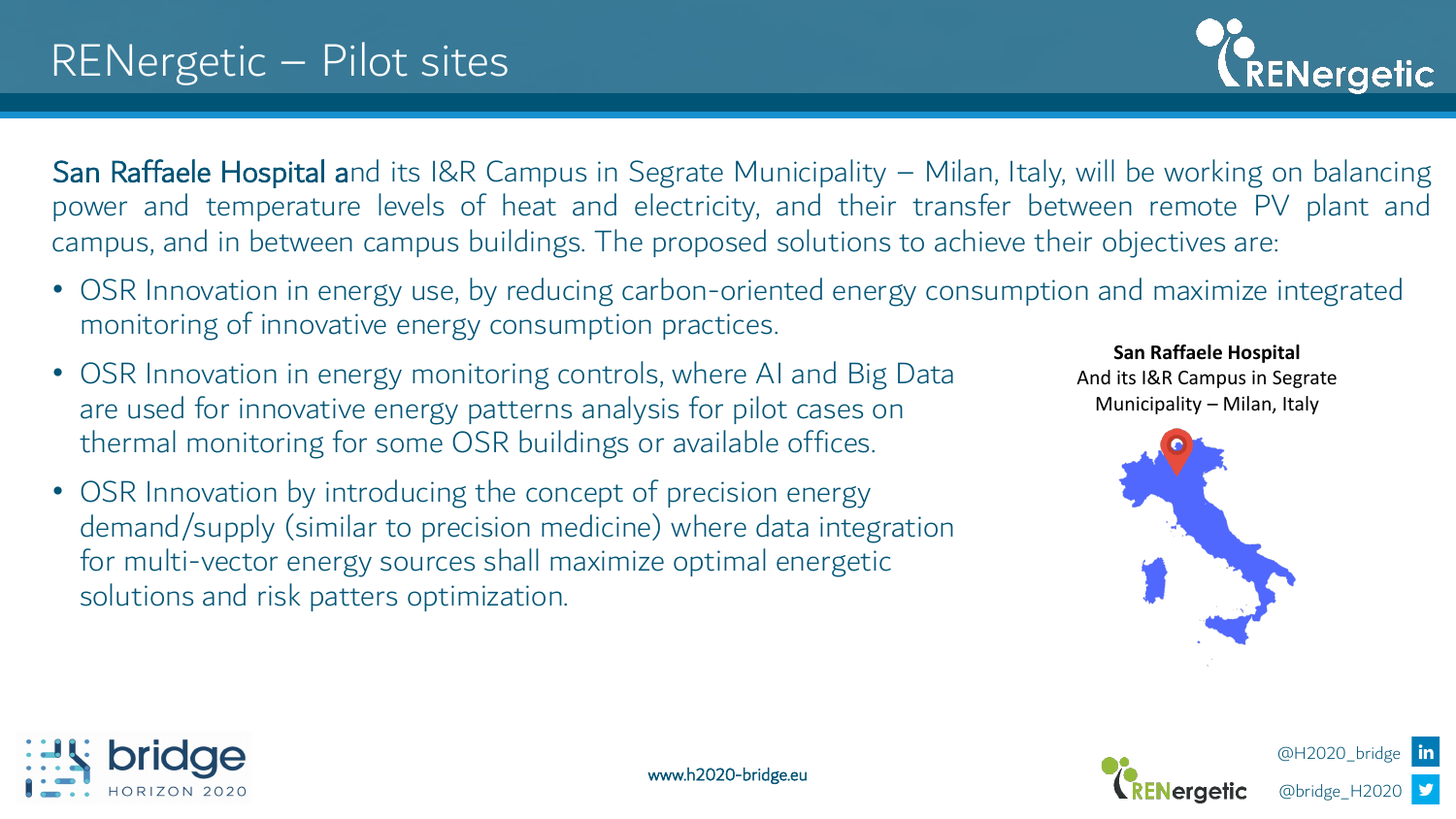# RENergetic – Pilot sites

**San Raffaele Hospital** and its I&R Campus in Segrate Municipality – Milan, Italy, will be working on balancing power and temperature levels of heat and electricity, and their transfer between remote PV plant and campus, and in between campus buildings. The proposed solutions to achieve their objectives are:

- OSR Innovation in energy use, by reducing carbon-oriented energy consumption and maximize integrated monitoring of innovative energy consumption practices.
- OSR Innovation in energy monitoring controls, where AI and Big Data are used for innovative energy patterns analysis for pilot cases on thermal monitoring for some OSR buildings or available offices.
- OSR Innovation by introducing the concept of precision energy demand/supply (similar to precision medicine) where data integration for multi-vector energy sources shall maximize optimal energetic solutions and risk patters optimization.

**San Raffaele Hospital**
And its I&R Campus in Segrate Municipality – Milan, Italy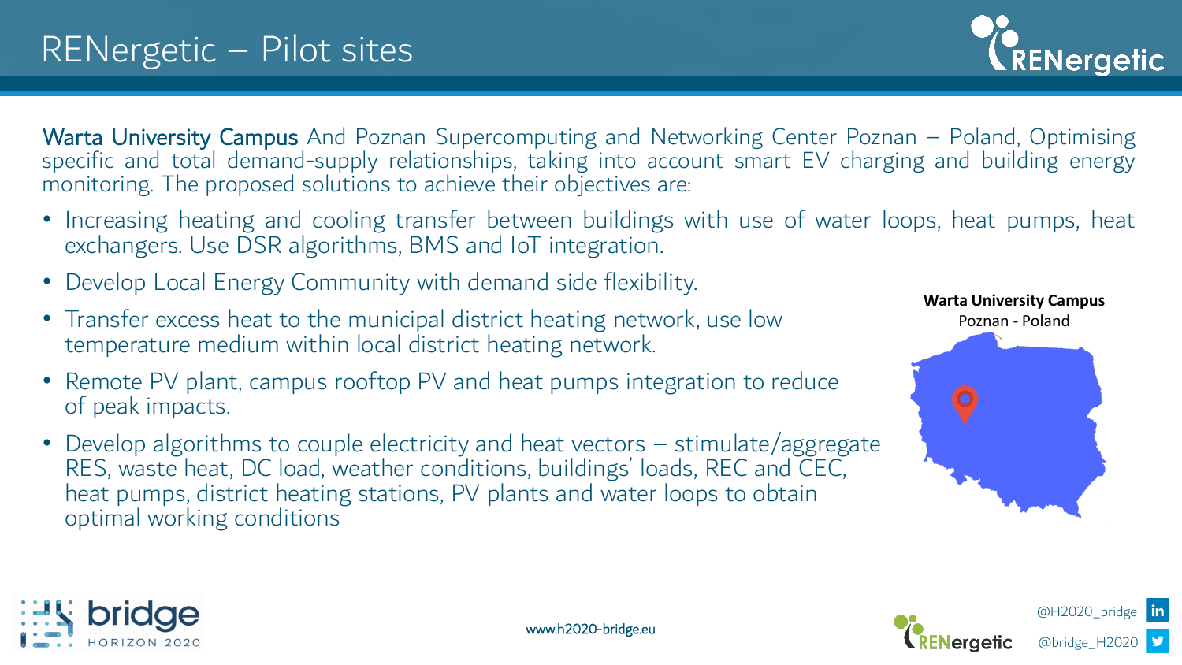# RENergetic – Pilot sites

**Warta University Campus** And Poznan Supercomputing and Networking Center Poznan – Poland, Optimising specific and total demand-supply relationships, taking into account smart EV charging and building energy monitoring. The proposed solutions to achieve their objectives are:

- Increasing heating and cooling transfer between buildings with use of water loops, heat pumps, heat exchangers. Use DSR algorithms, BMS and IoT integration.
- Develop Local Energy Community with demand side flexibility.
- Transfer excess heat to the municipal district heating network, use low temperature medium within local district heating network.
- Remote PV plant, campus rooftop PV and heat pumps integration to reduce of peak impacts.
- Develop algorithms to couple electricity and heat vectors – stimulate/aggregate RES, waste heat, DC load, weather conditions, buildings' loads, REC and CEC, heat pumps, district heating stations, PV plants and water loops to obtain optimal working conditions

**Warta University Campus**
Poznan - Poland

www.h2020-bridge.eu

@H2020_bridge
@bridge_H2020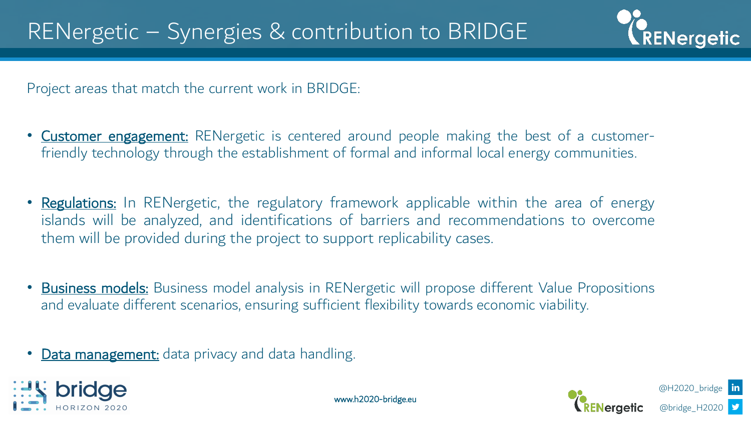# RENergetic – Synergies & contribution to BRIDGE

Project areas that match the current work in BRIDGE:

- **Customer engagement:** RENergetic is centered around people making the best of a customer-friendly technology through the establishment of formal and informal local energy communities.

- **Regulations:** In RENergetic, the regulatory framework applicable within the area of energy islands will be analyzed, and identifications of barriers and recommendations to overcome them will be provided during the project to support replicability cases.

- **Business models:** Business model analysis in RENergetic will propose different Value Propositions and evaluate different scenarios, ensuring sufficient flexibility towards economic viability.

- **Data management:** data privacy and data handling.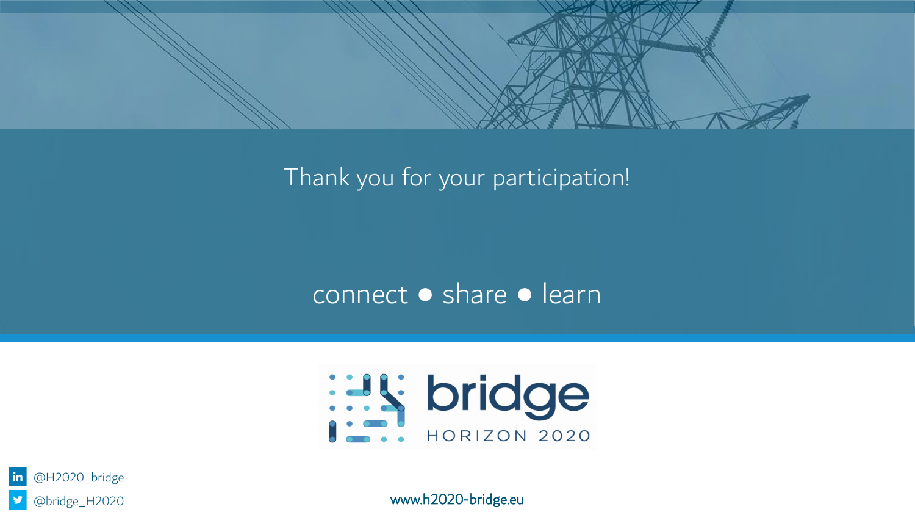Thank you for your participation!

connect ● share ● learn

bridge

HORIZON 2020

@H2020_bridge

@bridge_H2020

www.h2020-bridge.eu